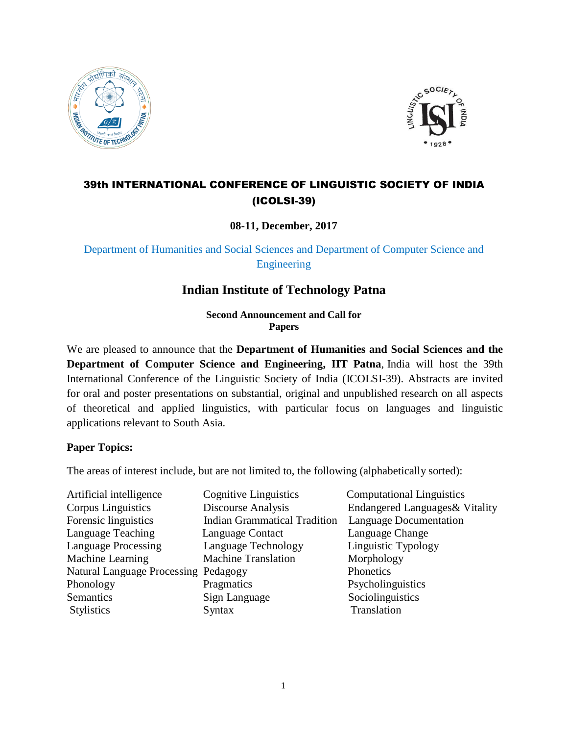# 39th INTERNATIONAL CONFERENCE OF LINGUISTIC SOCIETY OF INDIA (ICOLSI-39)

**08-11, December, 2017**

Department of Humanities and Social Sciences and Department of Computer Science and Engineering

## Indian Institute of Technology Patna

**Second Announcement and Call for Papers**

We are pleased to announce that the **Department of Humanities and Social Sciences and the Department of Computer Science and Engineering, IIT Patna**, India will host the 39th International Conference of the Linguistic Society of India (ICOLSI-39). Abstracts are invited for oral and poster presentations on substantial, original and unpublished research on all aspects of theoretical and applied linguistics, with particular focus on languages and linguistic applications relevant to South Asia.

**Paper Topics:**

The areas of interest include, but are not limited to, the following (alphabetically sorted):

| | | |
|---|---|---|
| Artificial intelligence | Cognitive Linguistics | Computational Linguistics |
| Corpus Linguistics | Discourse Analysis | Endangered Languages& Vitality |
| Forensic linguistics | Indian Grammatical Tradition | Language Documentation |
| Language Teaching | Language Contact | Language Change |
| Language Processing | Language Technology | Linguistic Typology |
| Machine Learning | Machine Translation | Morphology |
| Natural Language Processing | Pedagogy | Phonetics |
| Phonology | Pragmatics | Psycholinguistics |
| Semantics | Sign Language | Sociolinguistics |
| Stylistics | Syntax | Translation |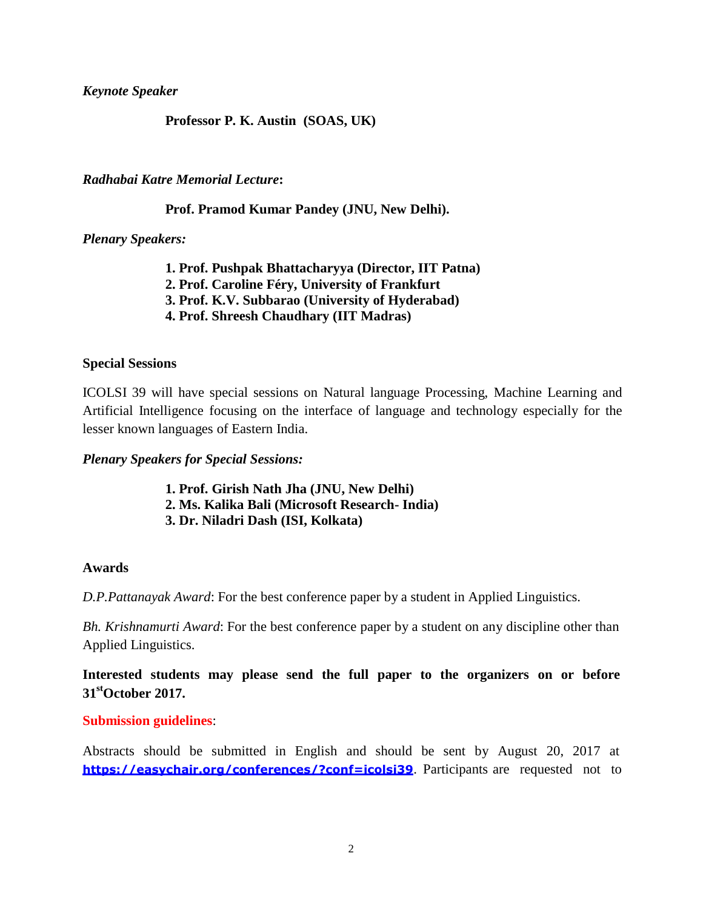*Keynote Speaker*

**Professor P. K. Austin (SOAS, UK)**

*Radhabai Katre Memorial Lecture***:**

**Prof. Pramod Kumar Pandey (JNU, New Delhi).**

*Plenary Speakers:*

1. **Prof. Pushpak Bhattacharyya (Director, IIT Patna)**
2. **Prof. Caroline Féry, University of Frankfurt**
3. **Prof. K.V. Subbarao (University of Hyderabad)**
4. **Prof. Shreesh Chaudhary (IIT Madras)**

**Special Sessions**

ICOLSI 39 will have special sessions on Natural language Processing, Machine Learning and Artificial Intelligence focusing on the interface of language and technology especially for the lesser known languages of Eastern India.

*Plenary Speakers for Special Sessions:*

1. **Prof. Girish Nath Jha (JNU, New Delhi)**
2. **Ms. Kalika Bali (Microsoft Research- India)**
3. **Dr. Niladri Dash (ISI, Kolkata)**

**Awards**

*D.P.Pattanayak Award*: For the best conference paper by a student in Applied Linguistics.

*Bh. Krishnamurti Award*: For the best conference paper by a student on any discipline other than Applied Linguistics.

**Interested students may please send the full paper to the organizers on or before 31st October 2017.**

**Submission guidelines**:

Abstracts should be submitted in English and should be sent by August 20, 2017 at **https://easychair.org/conferences/?conf=icolsi39**. Participants are requested not to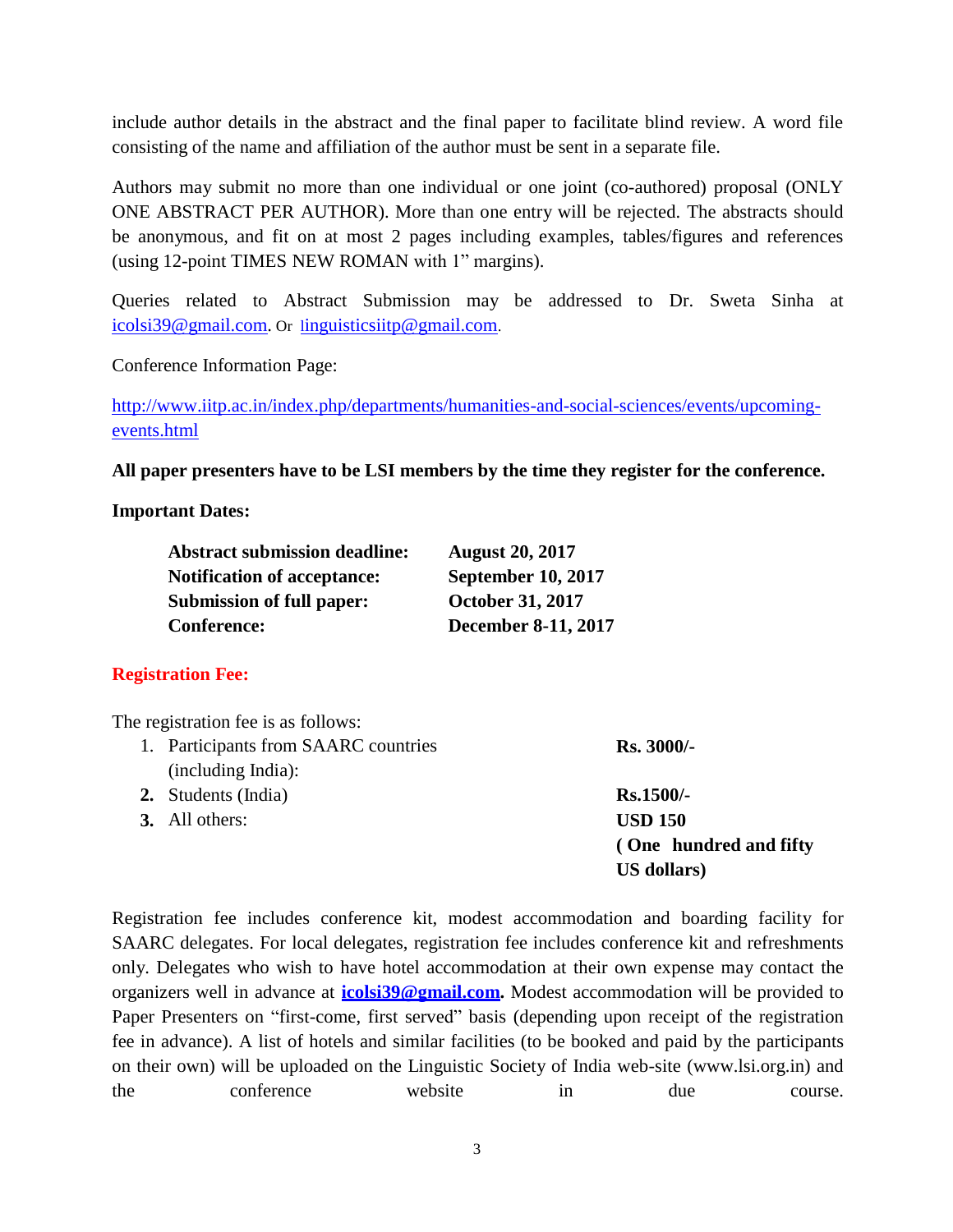include author details in the abstract and the final paper to facilitate blind review. A word file consisting of the name and affiliation of the author must be sent in a separate file.

Authors may submit no more than one individual or one joint (co-authored) proposal (ONLY ONE ABSTRACT PER AUTHOR). More than one entry will be rejected. The abstracts should be anonymous, and fit on at most 2 pages including examples, tables/figures and references (using 12-point TIMES NEW ROMAN with 1" margins).

Queries related to Abstract Submission may be addressed to Dr. Sweta Sinha at icolsi39@gmail.com. Or linguisticsiitp@gmail.com.

Conference Information Page:

http://www.iitp.ac.in/index.php/departments/humanities-and-social-sciences/events/upcoming-events.html

**All paper presenters have to be LSI members by the time they register for the conference.**

**Important Dates:**

| | |
|---|---|
| **Abstract submission deadline:** | **August 20, 2017** |
| **Notification of acceptance:** | **September 10, 2017** |
| **Submission of full paper:** | **October 31, 2017** |
| **Conference:** | **December 8-11, 2017** |

**Registration Fee:**

The registration fee is as follows:

| | |
|---|---|
| 1. Participants from SAARC countries (including India): | **Rs. 3000/-** |
| **2.** Students (India) | **Rs.1500/-** |
| **3.** All others: | **USD 150 ( One hundred and fifty US dollars)** |

Registration fee includes conference kit, modest accommodation and boarding facility for SAARC delegates. For local delegates, registration fee includes conference kit and refreshments only. Delegates who wish to have hotel accommodation at their own expense may contact the organizers well in advance at **icolsi39@gmail.com.** Modest accommodation will be provided to Paper Presenters on "first-come, first served" basis (depending upon receipt of the registration fee in advance). A list of hotels and similar facilities (to be booked and paid by the participants on their own) will be uploaded on the Linguistic Society of India web-site (www.lsi.org.in) and the conference website in due course.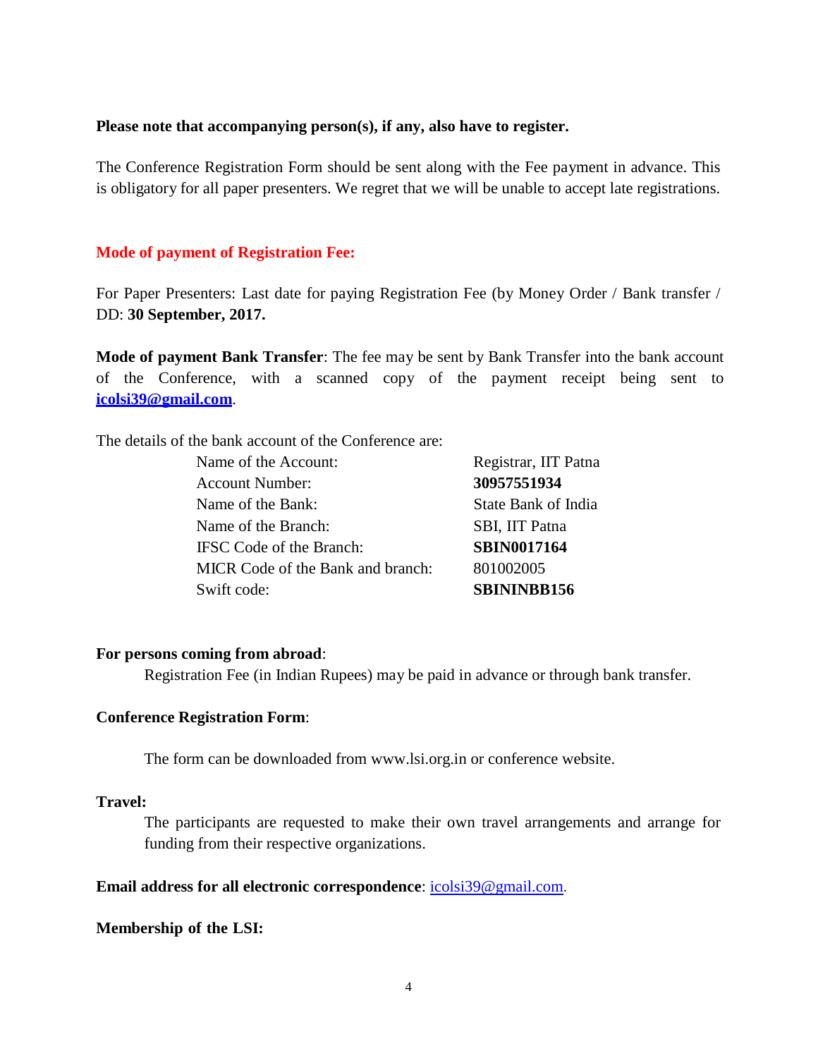**Please note that accompanying person(s), if any, also have to register.**

The Conference Registration Form should be sent along with the Fee payment in advance. This is obligatory for all paper presenters. We regret that we will be unable to accept late registrations.

**Mode of payment of Registration Fee:**

For Paper Presenters: Last date for paying Registration Fee (by Money Order / Bank transfer / DD: **30 September, 2017.**

**Mode of payment Bank Transfer**: The fee may be sent by Bank Transfer into the bank account of the Conference, with a scanned copy of the payment receipt being sent to **icolsi39@gmail.com**.

The details of the bank account of the Conference are:

| | |
|---|---|
| Name of the Account: | Registrar, IIT Patna |
| Account Number: | **30957551934** |
| Name of the Bank: | State Bank of India |
| Name of the Branch: | SBI, IIT Patna |
| IFSC Code of the Branch: | **SBIN0017164** |
| MICR Code of the Bank and branch: | 801002005 |
| Swift code: | **SBININBB156** |

**For persons coming from abroad**:

Registration Fee (in Indian Rupees) may be paid in advance or through bank transfer.

**Conference Registration Form**:

The form can be downloaded from www.lsi.org.in or conference website.

**Travel:**

The participants are requested to make their own travel arrangements and arrange for funding from their respective organizations.

**Email address for all electronic correspondence**: icolsi39@gmail.com.

**Membership of the LSI:**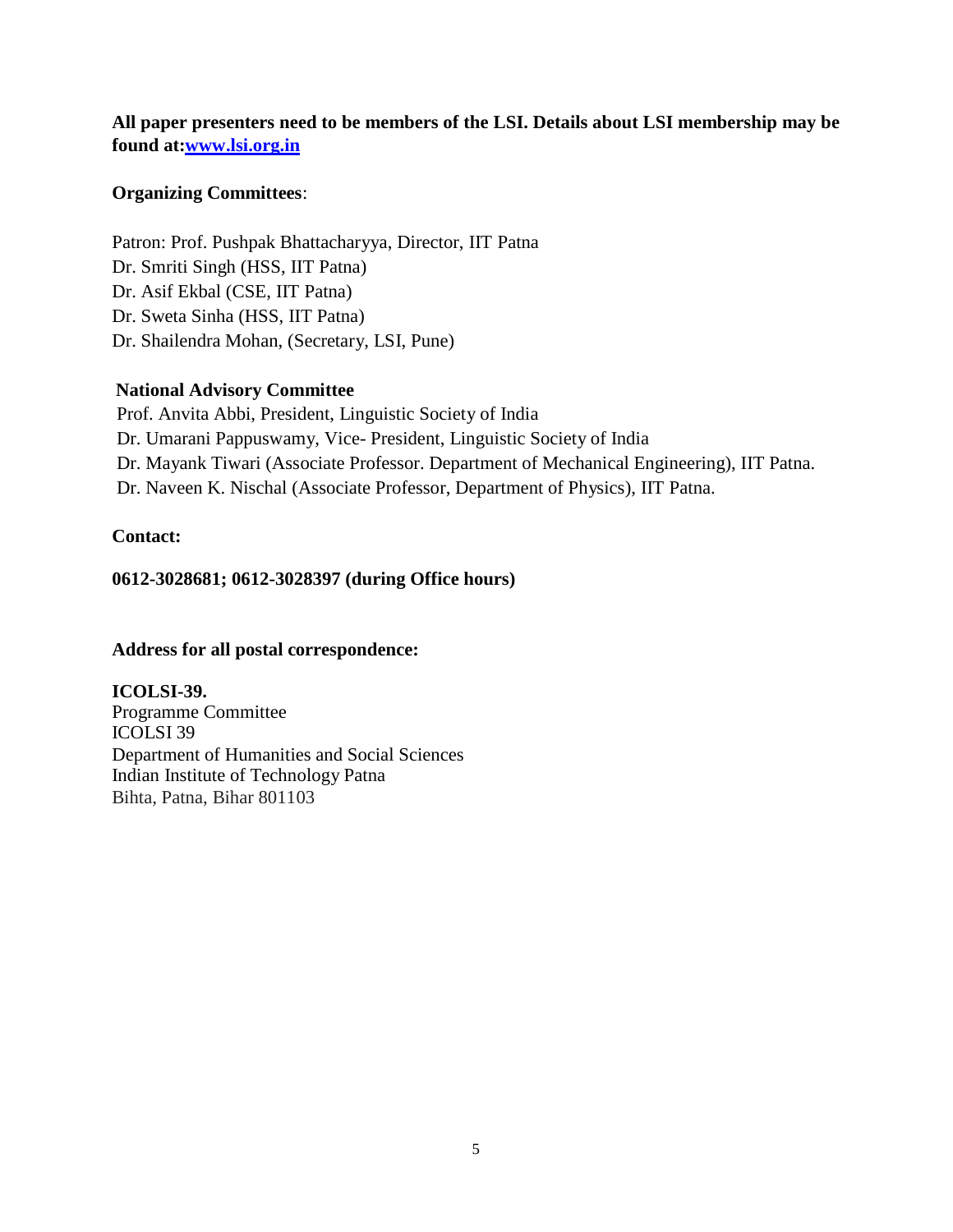**All paper presenters need to be members of the LSI. Details about LSI membership may be found at:[www.lsi.org.in](http://www.lsi.org.in)**

**Organizing Committees**:

Patron: Prof. Pushpak Bhattacharyya, Director, IIT Patna  
Dr. Smriti Singh (HSS, IIT Patna)  
Dr. Asif Ekbal (CSE, IIT Patna)  
Dr. Sweta Sinha (HSS, IIT Patna)  
Dr. Shailendra Mohan, (Secretary, LSI, Pune)

**National Advisory Committee**

Prof. Anvita Abbi, President, Linguistic Society of India  
Dr. Umarani Pappuswamy, Vice- President, Linguistic Society of India  
Dr. Mayank Tiwari (Associate Professor. Department of Mechanical Engineering), IIT Patna.  
Dr. Naveen K. Nischal (Associate Professor, Department of Physics), IIT Patna.

**Contact:**

**0612-3028681; 0612-3028397 (during Office hours)**

**Address for all postal correspondence:**

**ICOLSI-39.**  
Programme Committee  
ICOLSI 39  
Department of Humanities and Social Sciences  
Indian Institute of Technology Patna  
Bihta, Patna, Bihar 801103